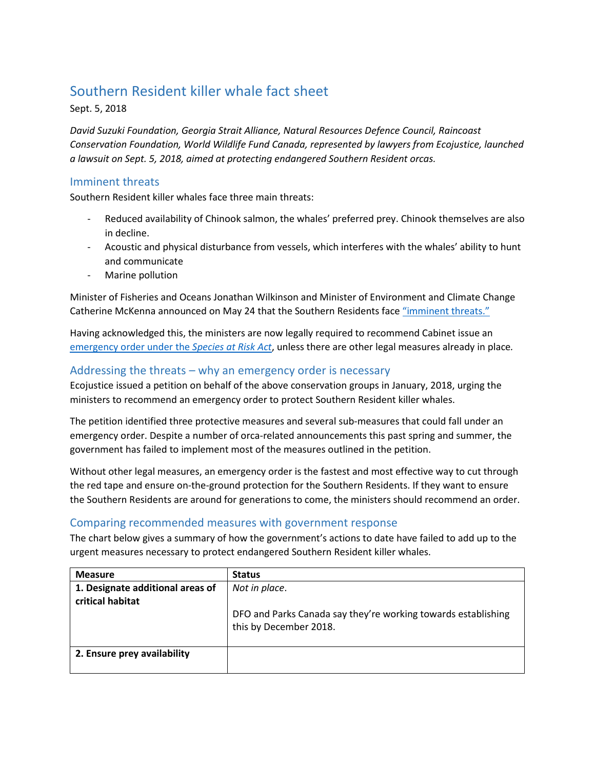# Southern Resident killer whale fact sheet

Sept. 5, 2018

*David Suzuki Foundation, Georgia Strait Alliance, Natural Resources Defence Council, Raincoast Conservation Foundation, World Wildlife Fund Canada, represented by lawyers from Ecojustice, launched a lawsuit on Sept. 5, 2018, aimed at protecting endangered Southern Resident orcas.*

## Imminent threats

Southern Resident killer whales face three main threats:

- Reduced availability of Chinook salmon, the whales' preferred prey. Chinook themselves are also in decline.
- Acoustic and physical disturbance from vessels, which interferes with the whales' ability to hunt and communicate
- Marine pollution

Minister of Fisheries and Oceans Jonathan Wilkinson and Minister of Environment and Climate Change Catherine McKenna announced on May 24 that the Southern Residents face "imminent threats."

Having acknowledged this, the ministers are now legally required to recommend Cabinet issue an emergency order under the *Species at Risk Act*, unless there are other legal measures already in place.

## Addressing the threats – why an emergency order is necessary

Ecojustice issued a petition on behalf of the above conservation groups in January, 2018, urging the ministers to recommend an emergency order to protect Southern Resident killer whales.

The petition identified three protective measures and several sub-measures that could fall under an emergency order. Despite a number of orca-related announcements this past spring and summer, the government has failed to implement most of the measures outlined in the petition.

Without other legal measures, an emergency order is the fastest and most effective way to cut through the red tape and ensure on-the-ground protection for the Southern Residents. If they want to ensure the Southern Residents are around for generations to come, the ministers should recommend an order.

## Comparing recommended measures with government response

The chart below gives a summary of how the government's actions to date have failed to add up to the urgent measures necessary to protect endangered Southern Resident killer whales.

| Measure | Status |
|---|---|
| **1. Designate additional areas of critical habitat** | *Not in place*.<br><br>DFO and Parks Canada say they're working towards establishing this by December 2018. |
| **2. Ensure prey availability** | |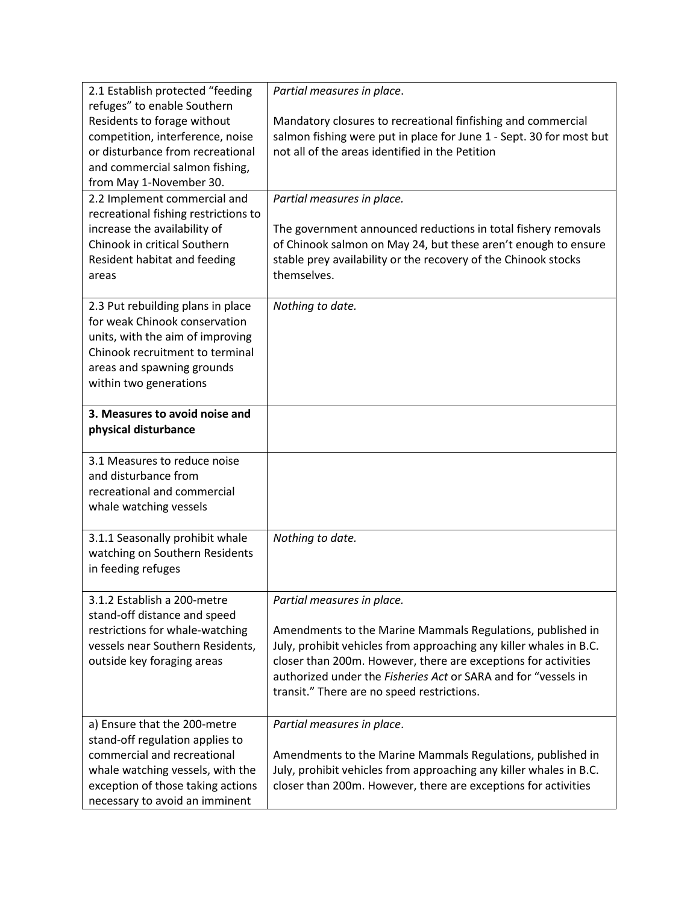| | |
|---|---|
| 2.1 Establish protected "feeding refuges" to enable Southern Residents to forage without competition, interference, noise or disturbance from recreational and commercial salmon fishing, from May 1-November 30. | *Partial measures in place*.<br><br>Mandatory closures to recreational finfishing and commercial salmon fishing were put in place for June 1 - Sept. 30 for most but not all of the areas identified in the Petition |
| 2.2 Implement commercial and recreational fishing restrictions to increase the availability of Chinook in critical Southern Resident habitat and feeding areas | *Partial measures in place.*<br><br>The government announced reductions in total fishery removals of Chinook salmon on May 24, but these aren't enough to ensure stable prey availability or the recovery of the Chinook stocks themselves. |
| 2.3 Put rebuilding plans in place for weak Chinook conservation units, with the aim of improving Chinook recruitment to terminal areas and spawning grounds within two generations | *Nothing to date.* |
| **3. Measures to avoid noise and physical disturbance** | |
| 3.1 Measures to reduce noise and disturbance from recreational and commercial whale watching vessels | |
| 3.1.1 Seasonally prohibit whale watching on Southern Residents in feeding refuges | *Nothing to date.* |
| 3.1.2 Establish a 200-metre stand-off distance and speed restrictions for whale-watching vessels near Southern Residents, outside key foraging areas | *Partial measures in place.*<br><br>Amendments to the Marine Mammals Regulations, published in July, prohibit vehicles from approaching any killer whales in B.C. closer than 200m. However, there are exceptions for activities authorized under the *Fisheries Act* or SARA and for "vessels in transit." There are no speed restrictions. |
| a) Ensure that the 200-metre stand-off regulation applies to commercial and recreational whale watching vessels, with the exception of those taking actions necessary to avoid an imminent | *Partial measures in place*.<br><br>Amendments to the Marine Mammals Regulations, published in July, prohibit vehicles from approaching any killer whales in B.C. closer than 200m. However, there are exceptions for activities |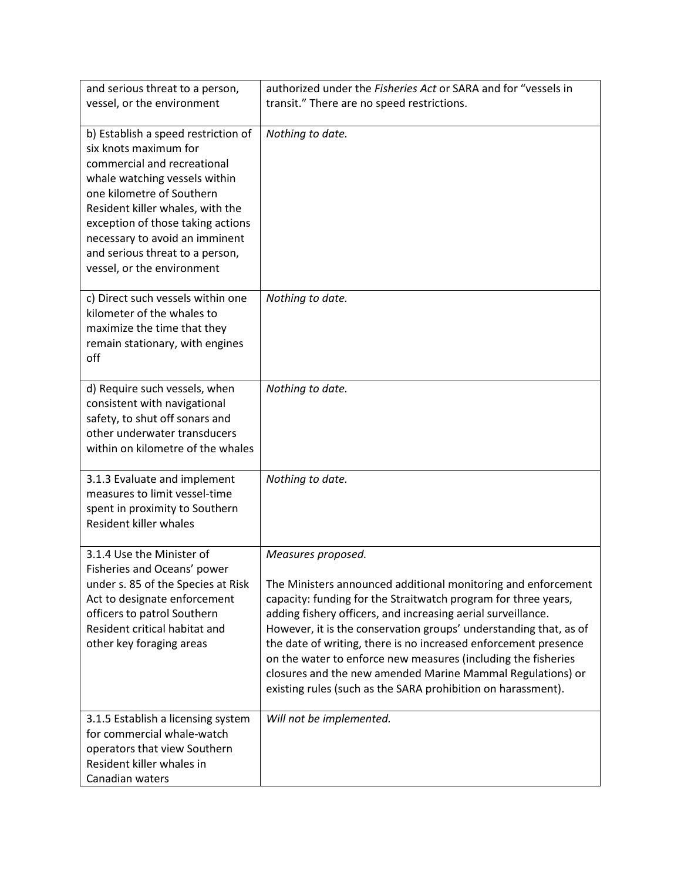| | |
|---|---|
| and serious threat to a person, vessel, or the environment | authorized under the *Fisheries Act* or SARA and for "vessels in transit." There are no speed restrictions. |
| b) Establish a speed restriction of six knots maximum for commercial and recreational whale watching vessels within one kilometre of Southern Resident killer whales, with the exception of those taking actions necessary to avoid an imminent and serious threat to a person, vessel, or the environment | *Nothing to date.* |
| c) Direct such vessels within one kilometer of the whales to maximize the time that they remain stationary, with engines off | *Nothing to date.* |
| d) Require such vessels, when consistent with navigational safety, to shut off sonars and other underwater transducers within on kilometre of the whales | *Nothing to date.* |
| 3.1.3 Evaluate and implement measures to limit vessel-time spent in proximity to Southern Resident killer whales | *Nothing to date.* |
| 3.1.4 Use the Minister of Fisheries and Oceans' power under s. 85 of the Species at Risk Act to designate enforcement officers to patrol Southern Resident critical habitat and other key foraging areas | *Measures proposed.*<br><br>The Ministers announced additional monitoring and enforcement capacity: funding for the Straitwatch program for three years, adding fishery officers, and increasing aerial surveillance. However, it is the conservation groups' understanding that, as of the date of writing, there is no increased enforcement presence on the water to enforce new measures (including the fisheries closures and the new amended Marine Mammal Regulations) or existing rules (such as the SARA prohibition on harassment). |
| 3.1.5 Establish a licensing system for commercial whale-watch operators that view Southern Resident killer whales in Canadian waters | *Will not be implemented.* |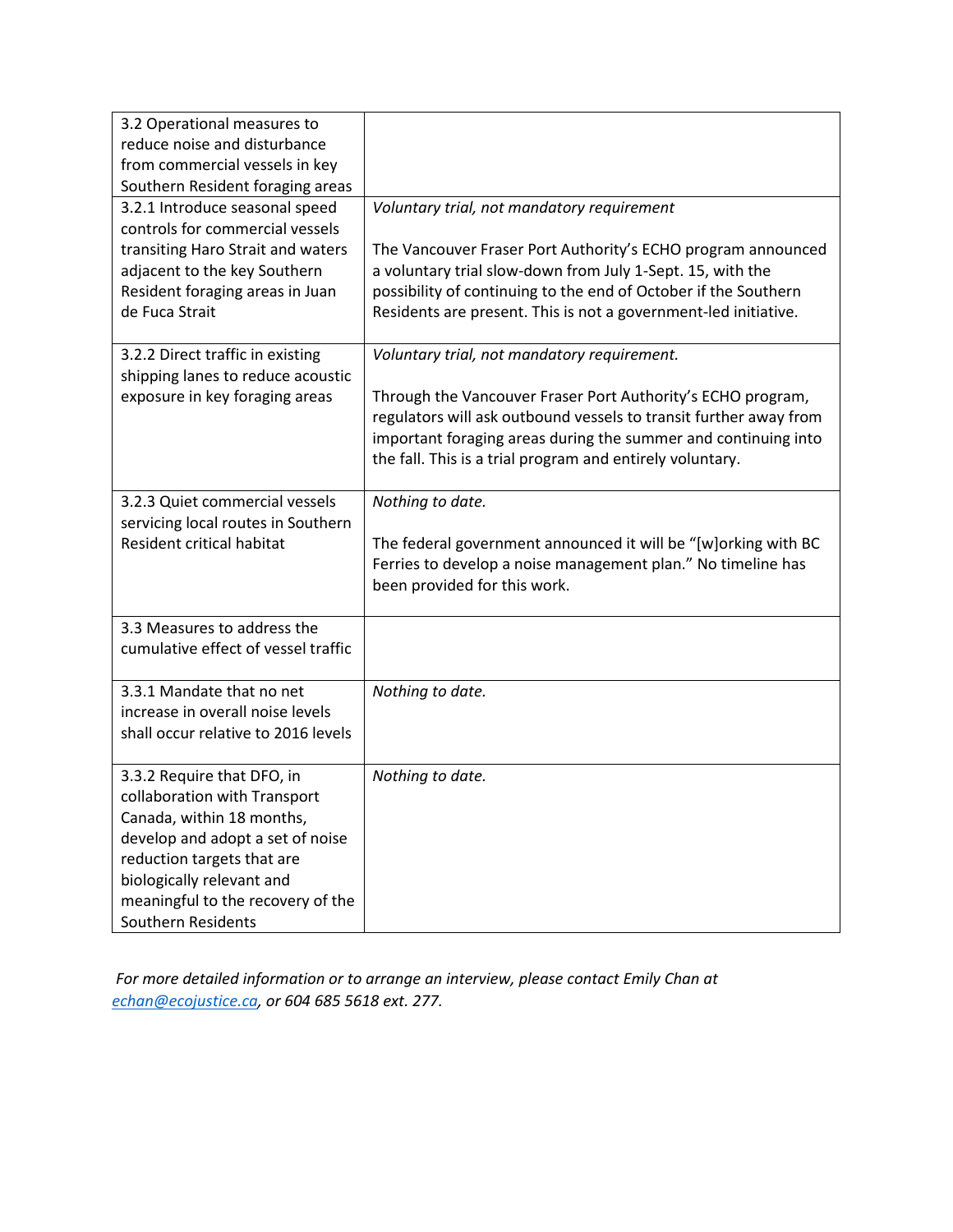| | |
|---|---|
| 3.2 Operational measures to reduce noise and disturbance from commercial vessels in key Southern Resident foraging areas | |
| 3.2.1 Introduce seasonal speed controls for commercial vessels transiting Haro Strait and waters adjacent to the key Southern Resident foraging areas in Juan de Fuca Strait | *Voluntary trial, not mandatory requirement*<br><br>The Vancouver Fraser Port Authority's ECHO program announced a voluntary trial slow-down from July 1-Sept. 15, with the possibility of continuing to the end of October if the Southern Residents are present. This is not a government-led initiative. |
| 3.2.2 Direct traffic in existing shipping lanes to reduce acoustic exposure in key foraging areas | *Voluntary trial, not mandatory requirement.*<br><br>Through the Vancouver Fraser Port Authority's ECHO program, regulators will ask outbound vessels to transit further away from important foraging areas during the summer and continuing into the fall. This is a trial program and entirely voluntary. |
| 3.2.3 Quiet commercial vessels servicing local routes in Southern Resident critical habitat | *Nothing to date.*<br><br>The federal government announced it will be "[w]orking with BC Ferries to develop a noise management plan." No timeline has been provided for this work. |
| 3.3 Measures to address the cumulative effect of vessel traffic | |
| 3.3.1 Mandate that no net increase in overall noise levels shall occur relative to 2016 levels | *Nothing to date.* |
| 3.3.2 Require that DFO, in collaboration with Transport Canada, within 18 months, develop and adopt a set of noise reduction targets that are biologically relevant and meaningful to the recovery of the Southern Residents | *Nothing to date.* |

*For more detailed information or to arrange an interview, please contact Emily Chan at echan@ecojustice.ca, or 604 685 5618 ext. 277.*